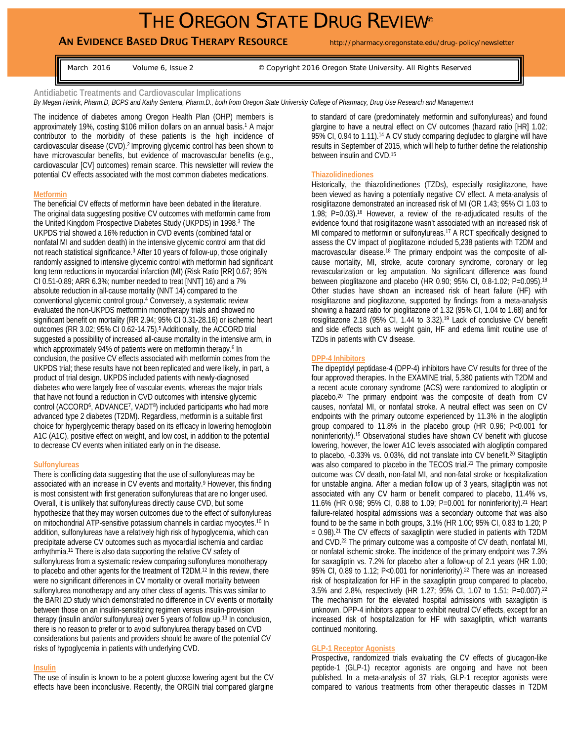# THE OREGON STATE DRUG REVIEW©

## AN EVIDENCE BASED DRUG THERAPY RESOURCE

http://pharmacy.oregonstate.edu/drug-policy/newsletter

March 2016 Volume 6, Issue 2 © Copyright 2016 Oregon State University. All Rights Reserved

## Antidiabetic Treatments and Cardiovascular Implications

*By Megan Herink, Pharm.D, BCPS and Kathy Sentena, Pharm.D., both from Oregon State University College of Pharmacy, Drug Use Research and Management*

The incidence of diabetes among Oregon Health Plan (OHP) members is approximately 19%, costing $106 million dollars on an annual basis.[1] A major contributor to the morbidity of these patients is the high incidence of cardiovascular disease (CVD).[2] Improving glycemic control has been shown to have microvascular benefits, but evidence of macrovascular benefits (e.g., cardiovascular [CV] outcomes) remain scarce. This newsletter will review the potential CV effects associated with the most common diabetes medications.

### Metformin

The beneficial CV effects of metformin have been debated in the literature. The original data suggesting positive CV outcomes with metformin came from the United Kingdom Prospective Diabetes Study (UKPDS) in 1998.[3] The UKPDS trial showed a 16% reduction in CVD events (combined fatal or nonfatal MI and sudden death) in the intensive glycemic control arm that did not reach statistical significance.[3] After 10 years of follow-up, those originally randomly assigned to intensive glycemic control with metformin had significant long term reductions in myocardial infarction (MI) (Risk Ratio [RR] 0.67; 95% CI 0.51-0.89; ARR 6.3%; number needed to treat [NNT] 16) and a 7% absolute reduction in all-cause mortality (NNT 14) compared to the conventional glycemic control group.[4] Conversely, a systematic review evaluated the non-UKPDS metformin monotherapy trials and showed no significant benefit on mortality (RR 2.94; 95% CI 0.31-28.16) or ischemic heart outcomes (RR 3.02; 95% CI 0.62-14.75).[5] Additionally, the ACCORD trial suggested a possibility of increased all-cause mortality in the intensive arm, in which approximately 94% of patients were on metformin therapy.[6] In conclusion, the positive CV effects associated with metformin comes from the UKPDS trial; these results have not been replicated and were likely, in part, a product of trial design. UKPDS included patients with newly-diagnosed diabetes who were largely free of vascular events, whereas the major trials that have not found a reduction in CVD outcomes with intensive glycemic control (ACCORD[6], ADVANCE[7], VADT[8]) included participants who had more advanced type 2 diabetes (T2DM). Regardless, metformin is a suitable first choice for hyperglycemic therapy based on its efficacy in lowering hemoglobin A1C (A1C), positive effect on weight, and low cost, in addition to the potential to decrease CV events when initiated early on in the disease.

### Sulfonylureas

There is conflicting data suggesting that the use of sulfonylureas may be associated with an increase in CV events and mortality.[9] However, this finding is most consistent with first generation sulfonylureas that are no longer used. Overall, it is unlikely that sulfonylureas directly cause CVD, but some hypothesize that they may worsen outcomes due to the effect of sulfonylureas on mitochondrial ATP-sensitive potassium channels in cardiac myocytes.[10] In addition, sulfonylureas have a relatively high risk of hypoglycemia, which can precipitate adverse CV outcomes such as myocardial ischemia and cardiac arrhythmia.[11] There is also data supporting the relative CV safety of sulfonylureas from a systematic review comparing sulfonylurea monotherapy to placebo and other agents for the treatment of T2DM.[12] In this review, there were no significant differences in CV mortality or overall mortality between sulfonylurea monotherapy and any other class of agents. This was similar to the BARI 2D study which demonstrated no difference in CV events or mortality between those on an insulin-sensitizing regimen versus insulin-provision therapy (insulin and/or sulfonylurea) over 5 years of follow up.[13] In conclusion, there is no reason to prefer or to avoid sulfonylurea therapy based on CVD considerations but patients and providers should be aware of the potential CV risks of hypoglycemia in patients with underlying CVD.

### Insulin

The use of insulin is known to be a potent glucose lowering agent but the CV effects have been inconclusive. Recently, the ORGIN trial compared glargine to standard of care (predominately metformin and sulfonylureas) and found glargine to have a neutral effect on CV outcomes (hazard ratio [HR] 1.02; 95% CI, 0.94 to 1.11).[14] A CV study comparing degludec to glargine will have results in September of 2015, which will help to further define the relationship between insulin and CVD.[15]

### Thiazolidinediones

Historically, the thiazolidinediones (TZDs), especially rosiglitazone, have been viewed as having a potentially negative CV effect. A meta-analysis of rosiglitazone demonstrated an increased risk of MI (OR 1.43; 95% CI 1.03 to 1.98; P=0.03).[16] However, a review of the re-adjudicated results of the evidence found that rosiglitazone wasn't associated with an increased risk of MI compared to metformin or sulfonylureas.[17] A RCT specifically designed to assess the CV impact of pioglitazone included 5,238 patients with T2DM and macrovascular disease.[18] The primary endpoint was the composite of all-cause mortality, MI, stroke, acute coronary syndrome, coronary or leg revascularization or leg amputation. No significant difference was found between pioglitazone and placebo (HR 0.90; 95% CI, 0.8-1.02; P=0.095).[18] Other studies have shown an increased risk of heart failure (HF) with rosiglitazone and pioglitazone, supported by findings from a meta-analysis showing a hazard ratio for pioglitazone of 1.32 (95% CI, 1.04 to 1.68) and for rosiglitazone 2.18 (95% CI, 1.44 to 3.32).[19] Lack of conclusive CV benefit and side effects such as weight gain, HF and edema limit routine use of TZDs in patients with CV disease.

### DPP-4 Inhibitors

The dipeptidyl peptidase-4 (DPP-4) inhibitors have CV results for three of the four approved therapies. In the EXAMINE trial, 5,380 patients with T2DM and a recent acute coronary syndrome (ACS) were randomized to alogliptin or placebo.[20] The primary endpoint was the composite of death from CV causes, nonfatal MI, or nonfatal stroke. A neutral effect was seen on CV endpoints with the primary outcome experienced by 11.3% in the alogliptin group compared to 11.8% in the placebo group (HR 0.96; P<0.001 for noninferiority).[15] Observational studies have shown CV benefit with glucose lowering, however, the lower A1C levels associated with alogliptin compared to placebo, -0.33% vs. 0.03%, did not translate into CV benefit.[20] Sitagliptin was also compared to placebo in the TECOS trial.[21] The primary composite outcome was CV death, non-fatal MI, and non-fatal stroke or hospitalization for unstable angina. After a median follow up of 3 years, sitagliptin was not associated with any CV harm or benefit compared to placebo, 11.4% vs, 11.6% (HR 0.98; 95% CI, 0.88 to 1.09; P=0.001 for noninferiority).[21] Heart failure-related hospital admissions was a secondary outcome that was also found to be the same in both groups, 3.1% (HR 1.00; 95% CI, 0.83 to 1.20; P = 0.98).[21] The CV effects of saxagliptin were studied in patients with T2DM and CVD.[22] The primary outcome was a composite of CV death, nonfatal MI, or nonfatal ischemic stroke. The incidence of the primary endpoint was 7.3% for saxagliptin vs. 7.2% for placebo after a follow-up of 2.1 years (HR 1.00; 95% CI, 0.89 to 1.12; P<0.001 for noninferiority).[22] There was an increased risk of hospitalization for HF in the saxagliptin group compared to placebo, 3.5% and 2.8%, respectively (HR 1.27; 95% CI, 1.07 to 1.51; P=0.007).[22] The mechanism for the elevated hospital admissions with saxagliptin is unknown. DPP-4 inhibitors appear to exhibit neutral CV effects, except for an increased risk of hospitalization for HF with saxagliptin, which warrants continued monitoring.

### GLP-1 Receptor Agonists

Prospective, randomized trials evaluating the CV effects of glucagon-like peptide-1 (GLP-1) receptor agonists are ongoing and have not been published. In a meta-analysis of 37 trials, GLP-1 receptor agonists were compared to various treatments from other therapeutic classes in T2DM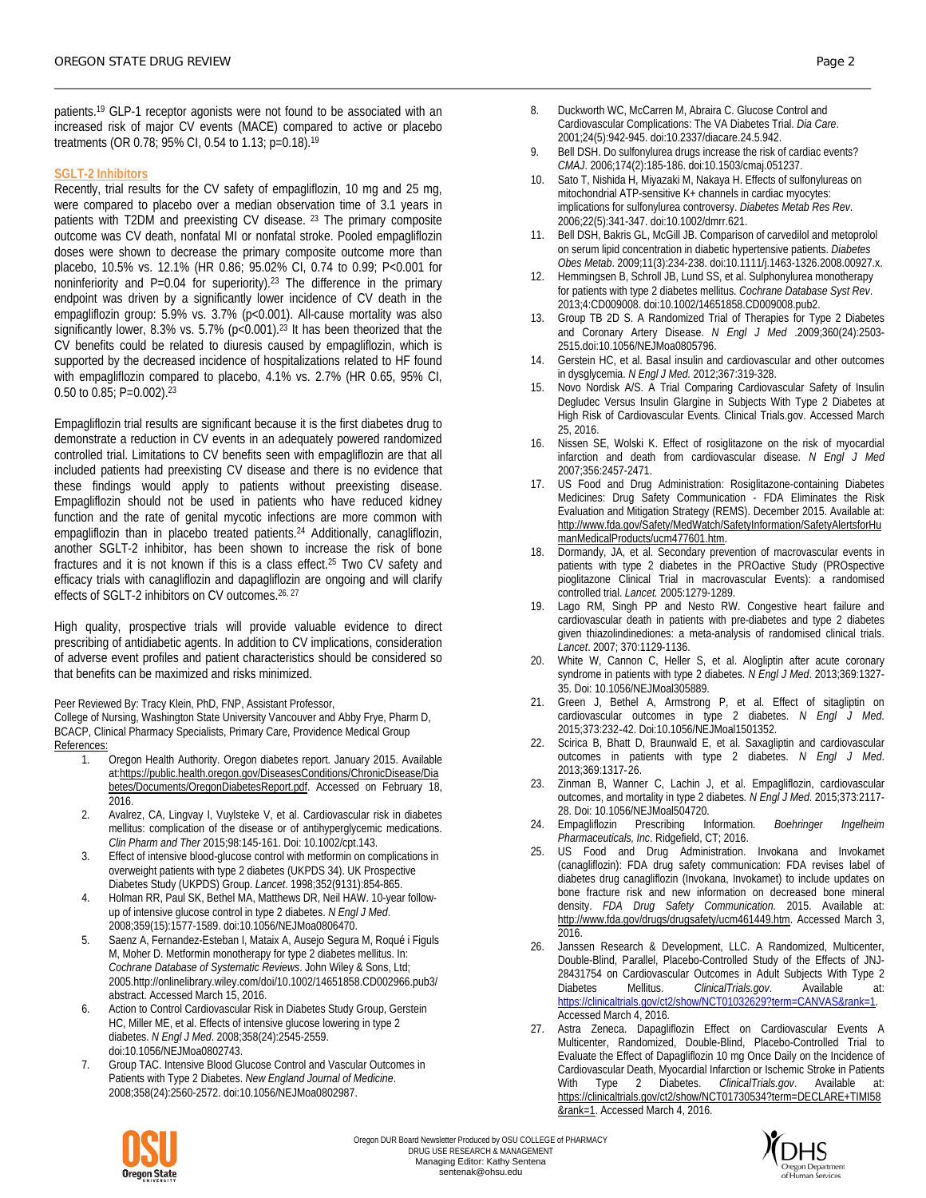patients.[19] GLP-1 receptor agonists were not found to be associated with an increased risk of major CV events (MACE) compared to active or placebo treatments (OR 0.78; 95% CI, 0.54 to 1.13; p=0.18).[19]

## SGLT-2 Inhibitors

Recently, trial results for the CV safety of empagliflozin, 10 mg and 25 mg, were compared to placebo over a median observation time of 3.1 years in patients with T2DM and preexisting CV disease.[23] The primary composite outcome was CV death, nonfatal MI or nonfatal stroke. Pooled empagliflozin doses were shown to decrease the primary composite outcome more than placebo, 10.5% vs. 12.1% (HR 0.86; 95.02% CI, 0.74 to 0.99; P<0.001 for noninferiority and P=0.04 for superiority).[23] The difference in the primary endpoint was driven by a significantly lower incidence of CV death in the empagliflozin group: 5.9% vs. 3.7% (p<0.001). All-cause mortality was also significantly lower, 8.3% vs. 5.7% (p<0.001).[23] It has been theorized that the CV benefits could be related to diuresis caused by empagliflozin, which is supported by the decreased incidence of hospitalizations related to HF found with empagliflozin compared to placebo, 4.1% vs. 2.7% (HR 0.65, 95% CI, 0.50 to 0.85; P=0.002).[23]

Empagliflozin trial results are significant because it is the first diabetes drug to demonstrate a reduction in CV events in an adequately powered randomized controlled trial. Limitations to CV benefits seen with empagliflozin are that all included patients had preexisting CV disease and there is no evidence that these findings would apply to patients without preexisting disease. Empagliflozin should not be used in patients who have reduced kidney function and the rate of genital mycotic infections are more common with empagliflozin than in placebo treated patients.[24] Additionally, canagliflozin, another SGLT-2 inhibitor, has been shown to increase the risk of bone fractures and it is not known if this is a class effect.[25] Two CV safety and efficacy trials with canagliflozin and dapagliflozin are ongoing and will clarify effects of SGLT-2 inhibitors on CV outcomes.[26, 27]

High quality, prospective trials will provide valuable evidence to direct prescribing of antidiabetic agents. In addition to CV implications, consideration of adverse event profiles and patient characteristics should be considered so that benefits can be maximized and risks minimized.

Peer Reviewed By: Tracy Klein, PhD, FNP, Assistant Professor, College of Nursing, Washington State University Vancouver and Abby Frye, Pharm D, BCACP, Clinical Pharmacy Specialists, Primary Care, Providence Medical Group

References:

1. Oregon Health Authority. Oregon diabetes report. January 2015. Available at:https://public.health.oregon.gov/DiseasesConditions/ChronicDisease/Diabetes/Documents/OregonDiabetesReport.pdf. Accessed on February 18, 2016.
2. Avalrez, CA, Lingvay I, Vuylsteke V, et al. Cardiovascular risk in diabetes mellitus: complication of the disease or of antihyperglycemic medications. *Clin Pharm and Ther* 2015;98:145-161. Doi: 10.1002/cpt.143.
3. Effect of intensive blood-glucose control with metformin on complications in overweight patients with type 2 diabetes (UKPDS 34). UK Prospective Diabetes Study (UKPDS) Group. *Lancet*. 1998;352(9131):854-865.
4. Holman RR, Paul SK, Bethel MA, Matthews DR, Neil HAW. 10-year follow-up of intensive glucose control in type 2 diabetes. *N Engl J Med*. 2008;359(15):1577-1589. doi:10.1056/NEJMoa0806470.
5. Saenz A, Fernandez-Esteban I, Mataix A, Ausejo Segura M, Roqué i Figuls M, Moher D. Metformin monotherapy for type 2 diabetes mellitus. In: *Cochrane Database of Systematic Reviews*. John Wiley & Sons, Ltd; 2005.http://onlinelibrary.wiley.com/doi/10.1002/14651858.CD002966.pub3/abstract. Accessed March 15, 2016.
6. Action to Control Cardiovascular Risk in Diabetes Study Group, Gerstein HC, Miller ME, et al. Effects of intensive glucose lowering in type 2 diabetes. *N Engl J Med*. 2008;358(24):2545-2559. doi:10.1056/NEJMoa0802743.
7. Group TAC. Intensive Blood Glucose Control and Vascular Outcomes in Patients with Type 2 Diabetes. *New England Journal of Medicine*. 2008;358(24):2560-2572. doi:10.1056/NEJMoa0802987.
8. Duckworth WC, McCarren M, Abraira C. Glucose Control and Cardiovascular Complications: The VA Diabetes Trial. *Dia Care*. 2001;24(5):942-945. doi:10.2337/diacare.24.5.942.
9. Bell DSH. Do sulfonylurea drugs increase the risk of cardiac events? *CMAJ*. 2006;174(2):185-186. doi:10.1503/cmaj.051237.
10. Sato T, Nishida H, Miyazaki M, Nakaya H. Effects of sulfonylureas on mitochondrial ATP-sensitive K+ channels in cardiac myocytes: implications for sulfonylurea controversy. *Diabetes Metab Res Rev*. 2006;22(5):341-347. doi:10.1002/dmrr.621.
11. Bell DSH, Bakris GL, McGill JB. Comparison of carvedilol and metoprolol on serum lipid concentration in diabetic hypertensive patients. *Diabetes Obes Metab*. 2009;11(3):234-238. doi:10.1111/j.1463-1326.2008.00927.x.
12. Hemmingsen B, Schroll JB, Lund SS, et al. Sulphonylurea monotherapy for patients with type 2 diabetes mellitus. *Cochrane Database Syst Rev*. 2013;4:CD009008. doi:10.1002/14651858.CD009008.pub2.
13. Group TB 2D S. A Randomized Trial of Therapies for Type 2 Diabetes and Coronary Artery Disease. *N Engl J Med* .2009;360(24):2503-2515.doi:10.1056/NEJMoa0805796.
14. Gerstein HC, et al. Basal insulin and cardiovascular and other outcomes in dysglycemia. *N Engl J Med.* 2012;367:319-328.
15. Novo Nordisk A/S. A Trial Comparing Cardiovascular Safety of Insulin Degludec Versus Insulin Glargine in Subjects With Type 2 Diabetes at High Risk of Cardiovascular Events. Clinical Trials.gov. Accessed March 25, 2016.
16. Nissen SE, Wolski K. Effect of rosiglitazone on the risk of myocardial infarction and death from cardiovascular disease. *N Engl J Med* 2007;356:2457-2471.
17. US Food and Drug Administration: Rosiglitazone-containing Diabetes Medicines: Drug Safety Communication - FDA Eliminates the Risk Evaluation and Mitigation Strategy (REMS). December 2015. Available at: http://www.fda.gov/Safety/MedWatch/SafetyInformation/SafetyAlertsforHumanMedicalProducts/ucm477601.htm.
18. Dormandy, JA, et al. Secondary prevention of macrovascular events in patients with type 2 diabetes in the PROactive Study (PROspective pioglitazone Clinical Trial in macrovascular Events): a randomised controlled trial. *Lancet.* 2005:1279-1289.
19. Lago RM, Singh PP and Nesto RW. Congestive heart failure and cardiovascular death in patients with pre-diabetes and type 2 diabetes given thiazolindinediones: a meta-analysis of randomised clinical trials. *Lancet*. 2007; 370:1129-1136.
20. White W, Cannon C, Heller S, et al. Alogliptin after acute coronary syndrome in patients with type 2 diabetes. *N Engl J Med*. 2013;369:1327-35. Doi: 10.1056/NEJMoa1305889.
21. Green J, Bethel A, Armstrong P, et al. Effect of sitagliptin on cardiovascular outcomes in type 2 diabetes. *N Engl J Med.* 2015;373:232-42. Doi:10.1056/NEJMoa1501352.
22. Scirica B, Bhatt D, Braunwald E, et al. Saxagliptin and cardiovascular outcomes in patients with type 2 diabetes. *N Engl J Med*. 2013;369:1317-26.
23. Zinman B, Wanner C, Lachin J, et al. Empagliflozin, cardiovascular outcomes, and mortality in type 2 diabetes. *N Engl J Med*. 2015;373:2117-28. Doi: 10.1056/NEJMoa1504720.
24. Empagliflozin Prescribing Information. *Boehrinnger Ingelheim Pharmaceuticals, Inc*. Ridgefield, CT; 2016.
25. US Food and Drug Administration. Invokana and Invokamet (canagliflozin): FDA drug safety communication: FDA revises label of diabetes drug canagliflozin (Invokana, Invokamet) to include updates on bone fracture risk and new information on decreased bone mineral density. *FDA Drug Safety Communication*. 2015. Available at: http://www.fda.gov/drugs/drugsafety/ucm461449.htm. Accessed March 3, 2016.
26. Janssen Research & Development, LLC. A Randomized, Multicenter, Double-Blind, Parallel, Placebo-Controlled Study of the Effects of JNJ-28431754 on Cardiovascular Outcomes in Adult Subjects With Type 2 Diabetes Mellitus. *ClinicalTrials.gov*. Available at: https://clinicaltrials.gov/ct2/show/NCT01032629?term=CANVAS&rank=1. Accessed March 4, 2016.
27. Astra Zeneca. Dapagliflozin Effect on Cardiovascular Events A Multicenter, Randomized, Double-Blind, Placebo-Controlled Trial to Evaluate the Effect of Dapagliflozin 10 mg Once Daily on the Incidence of Cardiovascular Death, Myocardial Infarction or Ischemic Stroke in Patients With Type 2 Diabetes. *ClinicalTrials.gov*. Available at: https://clinicaltrials.gov/ct2/show/NCT01730534?term=DECLARE+TIMI58&rank=1. Accessed March 4, 2016.

Oregon DUR Board Newsletter Produced by OSU COLLEGE of PHARMACY DRUG USE RESEARCH & MANAGEMENT
Managing Editor: Kathy Sentena
sentenak@ohsu.edu